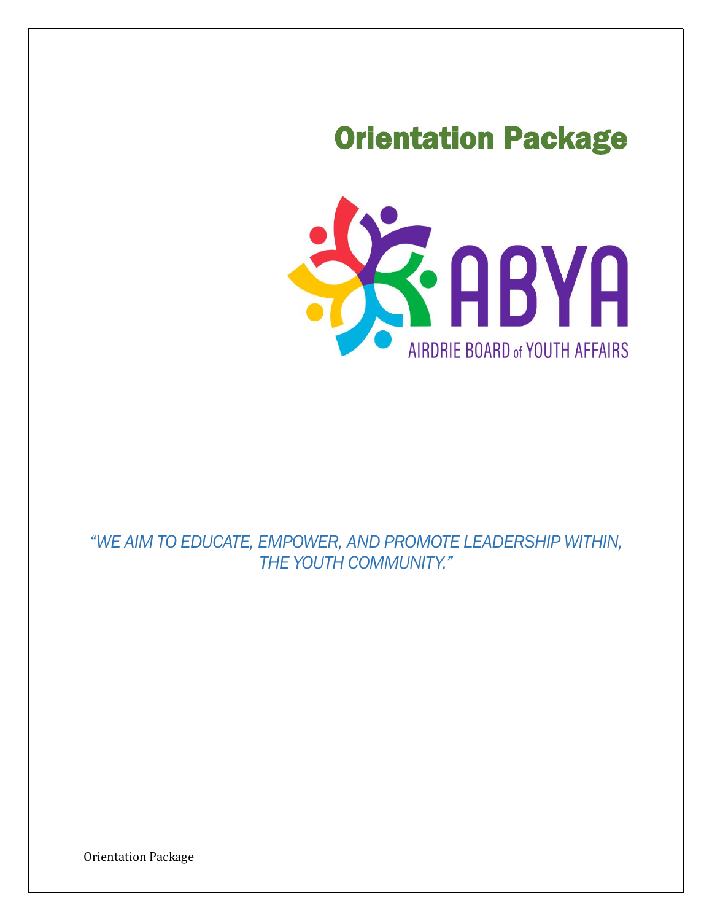# Orientation Package

ABYA

AIRDRIE BOARD of YOUTH AFFAIRS

*"WE AIM TO EDUCATE, EMPOWER, AND PROMOTE LEADERSHIP WITHIN, THE YOUTH COMMUNITY."*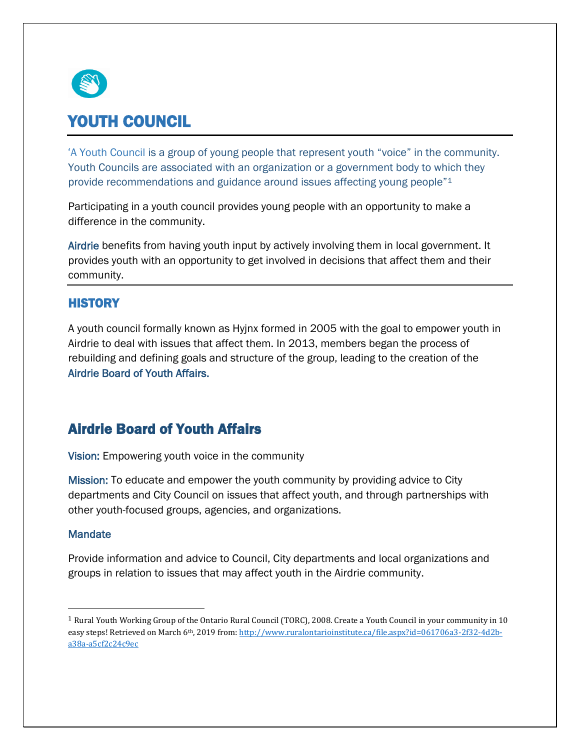# YOUTH COUNCIL

'A Youth Council is a group of young people that represent youth "voice" in the community. Youth Councils are associated with an organization or a government body to which they provide recommendations and guidance around issues affecting young people"[1]

Participating in a youth council provides young people with an opportunity to make a difference in the community.

Airdrie benefits from having youth input by actively involving them in local government. It provides youth with an opportunity to get involved in decisions that affect them and their community.

## HISTORY

A youth council formally known as Hyjnx formed in 2005 with the goal to empower youth in Airdrie to deal with issues that affect them. In 2013, members began the process of rebuilding and defining goals and structure of the group, leading to the creation of the Airdrie Board of Youth Affairs.

## Airdrie Board of Youth Affairs

Vision: Empowering youth voice in the community

Mission: To educate and empower the youth community by providing advice to City departments and City Council on issues that affect youth, and through partnerships with other youth-focused groups, agencies, and organizations.

### Mandate

Provide information and advice to Council, City departments and local organizations and groups in relation to issues that may affect youth in the Airdrie community.

---

[1] Rural Youth Working Group of the Ontario Rural Council (TORC), 2008. Create a Youth Council in your community in 10 easy steps! Retrieved on March 6th, 2019 from: http://www.ruralontarioinstitute.ca/file.aspx?id=061706a3-2f32-4d2b-a38a-a5cf2c24c9ec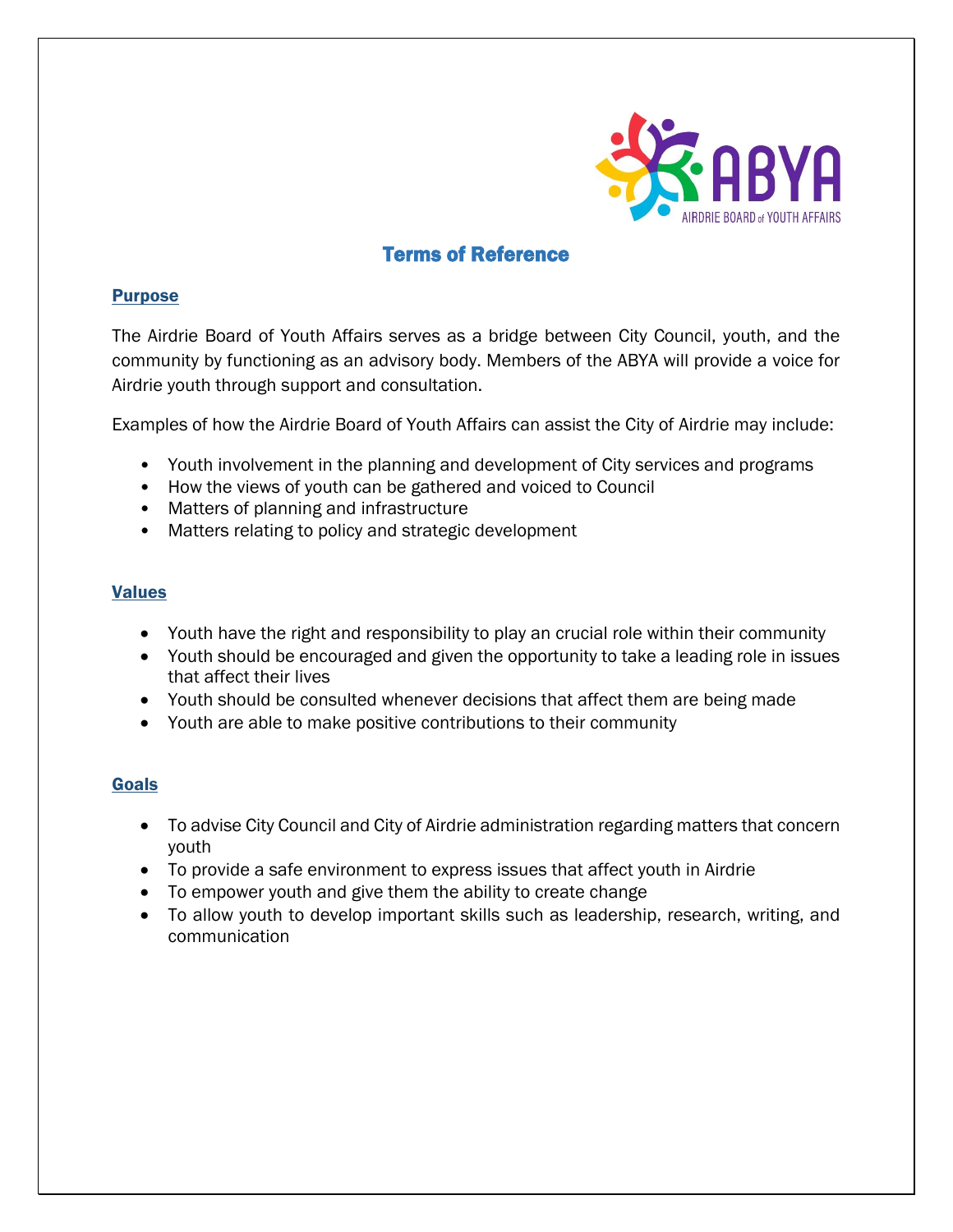# Terms of Reference

## Purpose

The Airdrie Board of Youth Affairs serves as a bridge between City Council, youth, and the community by functioning as an advisory body. Members of the ABYA will provide a voice for Airdrie youth through support and consultation.

Examples of how the Airdrie Board of Youth Affairs can assist the City of Airdrie may include:

- Youth involvement in the planning and development of City services and programs
- How the views of youth can be gathered and voiced to Council
- Matters of planning and infrastructure
- Matters relating to policy and strategic development

## Values

- Youth have the right and responsibility to play an crucial role within their community
- Youth should be encouraged and given the opportunity to take a leading role in issues that affect their lives
- Youth should be consulted whenever decisions that affect them are being made
- Youth are able to make positive contributions to their community

## Goals

- To advise City Council and City of Airdrie administration regarding matters that concern youth
- To provide a safe environment to express issues that affect youth in Airdrie
- To empower youth and give them the ability to create change
- To allow youth to develop important skills such as leadership, research, writing, and communication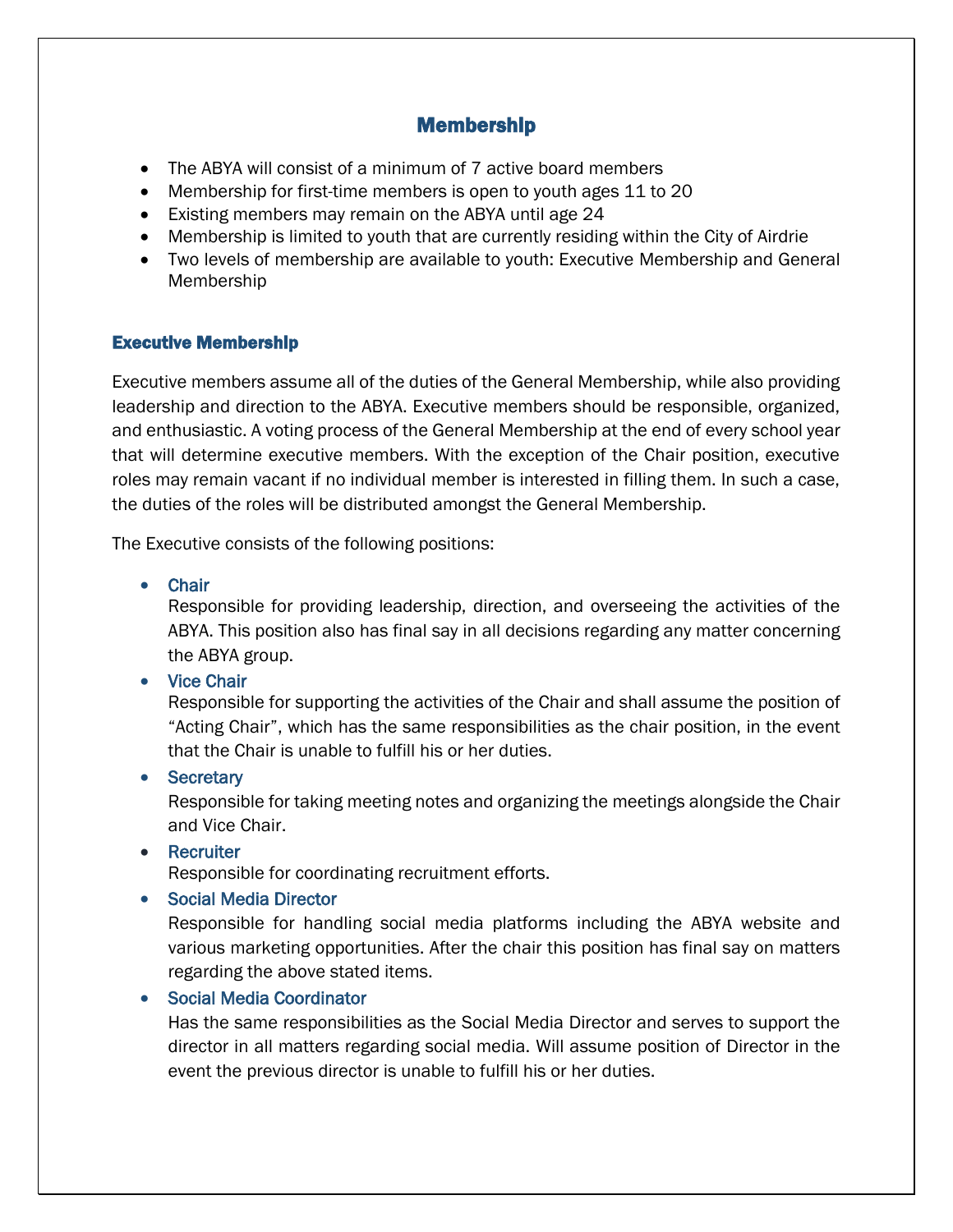# Membership

- The ABYA will consist of a minimum of 7 active board members
- Membership for first-time members is open to youth ages 11 to 20
- Existing members may remain on the ABYA until age 24
- Membership is limited to youth that are currently residing within the City of Airdrie
- Two levels of membership are available to youth: Executive Membership and General Membership

## Executive Membership

Executive members assume all of the duties of the General Membership, while also providing leadership and direction to the ABYA. Executive members should be responsible, organized, and enthusiastic. A voting process of the General Membership at the end of every school year that will determine executive members. With the exception of the Chair position, executive roles may remain vacant if no individual member is interested in filling them. In such a case, the duties of the roles will be distributed amongst the General Membership.

The Executive consists of the following positions:

- **Chair**
  Responsible for providing leadership, direction, and overseeing the activities of the ABYA. This position also has final say in all decisions regarding any matter concerning the ABYA group.
- **Vice Chair**
  Responsible for supporting the activities of the Chair and shall assume the position of "Acting Chair", which has the same responsibilities as the chair position, in the event that the Chair is unable to fulfill his or her duties.
- **Secretary**
  Responsible for taking meeting notes and organizing the meetings alongside the Chair and Vice Chair.
- **Recruiter**
  Responsible for coordinating recruitment efforts.
- **Social Media Director**
  Responsible for handling social media platforms including the ABYA website and various marketing opportunities. After the chair this position has final say on matters regarding the above stated items.
- **Social Media Coordinator**
  Has the same responsibilities as the Social Media Director and serves to support the director in all matters regarding social media. Will assume position of Director in the event the previous director is unable to fulfill his or her duties.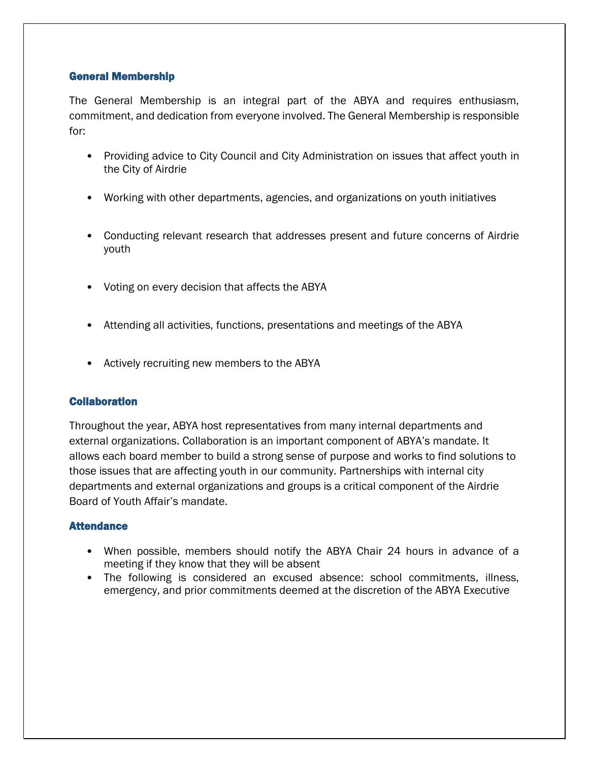### General Membership

The General Membership is an integral part of the ABYA and requires enthusiasm, commitment, and dedication from everyone involved. The General Membership is responsible for:

- Providing advice to City Council and City Administration on issues that affect youth in the City of Airdrie
- Working with other departments, agencies, and organizations on youth initiatives
- Conducting relevant research that addresses present and future concerns of Airdrie youth
- Voting on every decision that affects the ABYA
- Attending all activities, functions, presentations and meetings of the ABYA
- Actively recruiting new members to the ABYA

### Collaboration

Throughout the year, ABYA host representatives from many internal departments and external organizations. Collaboration is an important component of ABYA's mandate. It allows each board member to build a strong sense of purpose and works to find solutions to those issues that are affecting youth in our community. Partnerships with internal city departments and external organizations and groups is a critical component of the Airdrie Board of Youth Affair's mandate.

### Attendance

- When possible, members should notify the ABYA Chair 24 hours in advance of a meeting if they know that they will be absent
- The following is considered an excused absence: school commitments, illness, emergency, and prior commitments deemed at the discretion of the ABYA Executive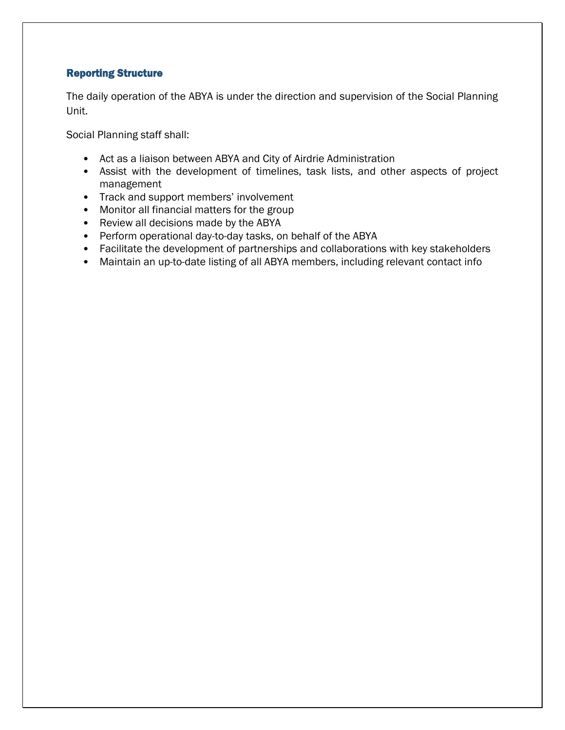## Reporting Structure

The daily operation of the ABYA is under the direction and supervision of the Social Planning Unit.

Social Planning staff shall:

- Act as a liaison between ABYA and City of Airdrie Administration
- Assist with the development of timelines, task lists, and other aspects of project management
- Track and support members' involvement
- Monitor all financial matters for the group
- Review all decisions made by the ABYA
- Perform operational day-to-day tasks, on behalf of the ABYA
- Facilitate the development of partnerships and collaborations with key stakeholders
- Maintain an up-to-date listing of all ABYA members, including relevant contact info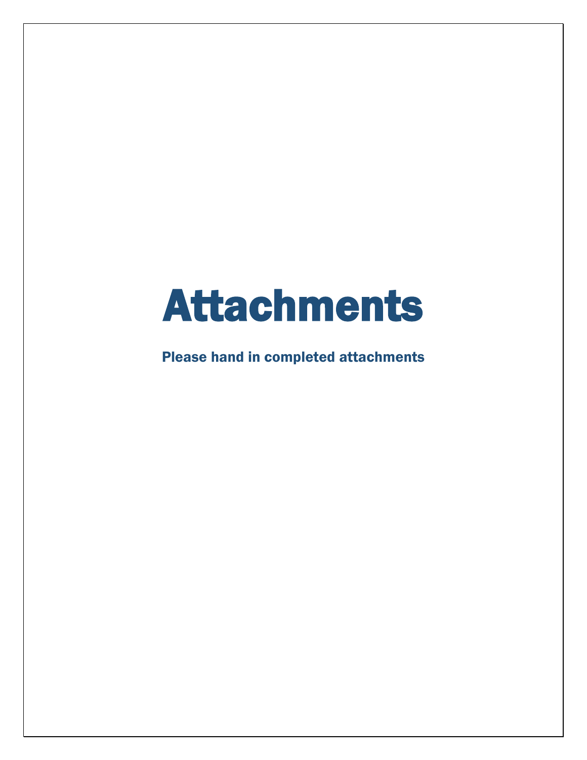# Attachments

**Please hand in completed attachments**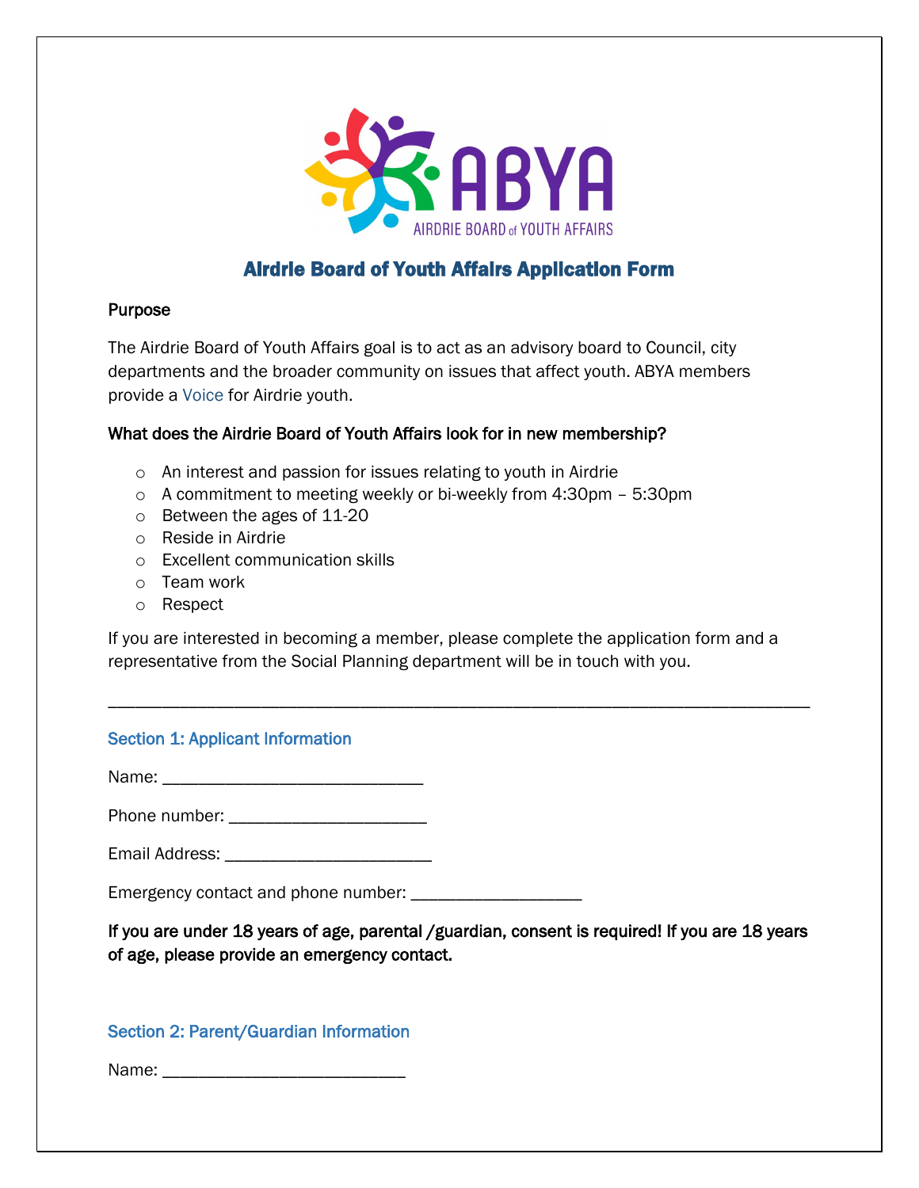ABYA
AIRDRIE BOARD of YOUTH AFFAIRS

# Airdrie Board of Youth Affairs Application Form

**Purpose**

The Airdrie Board of Youth Affairs goal is to act as an advisory board to Council, city departments and the broader community on issues that affect youth. ABYA members provide a Voice for Airdrie youth.

**What does the Airdrie Board of Youth Affairs look for in new membership?**

- An interest and passion for issues relating to youth in Airdrie
- A commitment to meeting weekly or bi-weekly from 4:30pm – 5:30pm
- Between the ages of 11-20
- Reside in Airdrie
- Excellent communication skills
- Team work
- Respect

If you are interested in becoming a member, please complete the application form and a representative from the Social Planning department will be in touch with you.

---

## Section 1: Applicant Information

Name: ____________________________

Phone number: _____________________

Email Address: ______________________

Emergency contact and phone number: __________________

**If you are under 18 years of age, parental /guardian, consent is required! If you are 18 years of age, please provide an emergency contact.**

## Section 2: Parent/Guardian Information

Name: __________________________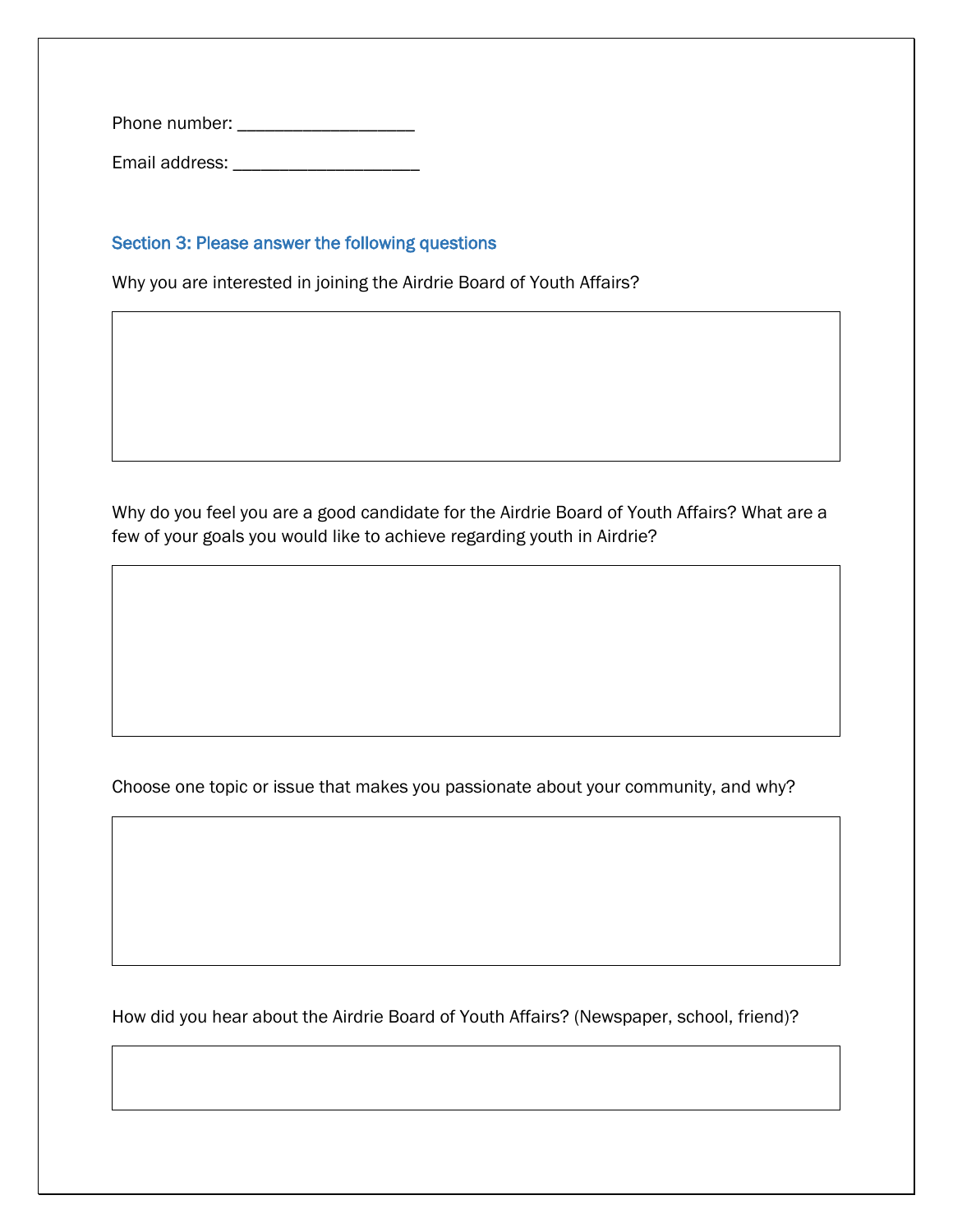Phone number: ___________________

Email address: ____________________

### Section 3: Please answer the following questions

Why you are interested in joining the Airdrie Board of Youth Affairs?

Why do you feel you are a good candidate for the Airdrie Board of Youth Affairs? What are a few of your goals you would like to achieve regarding youth in Airdrie?

Choose one topic or issue that makes you passionate about your community, and why?

How did you hear about the Airdrie Board of Youth Affairs? (Newspaper, school, friend)?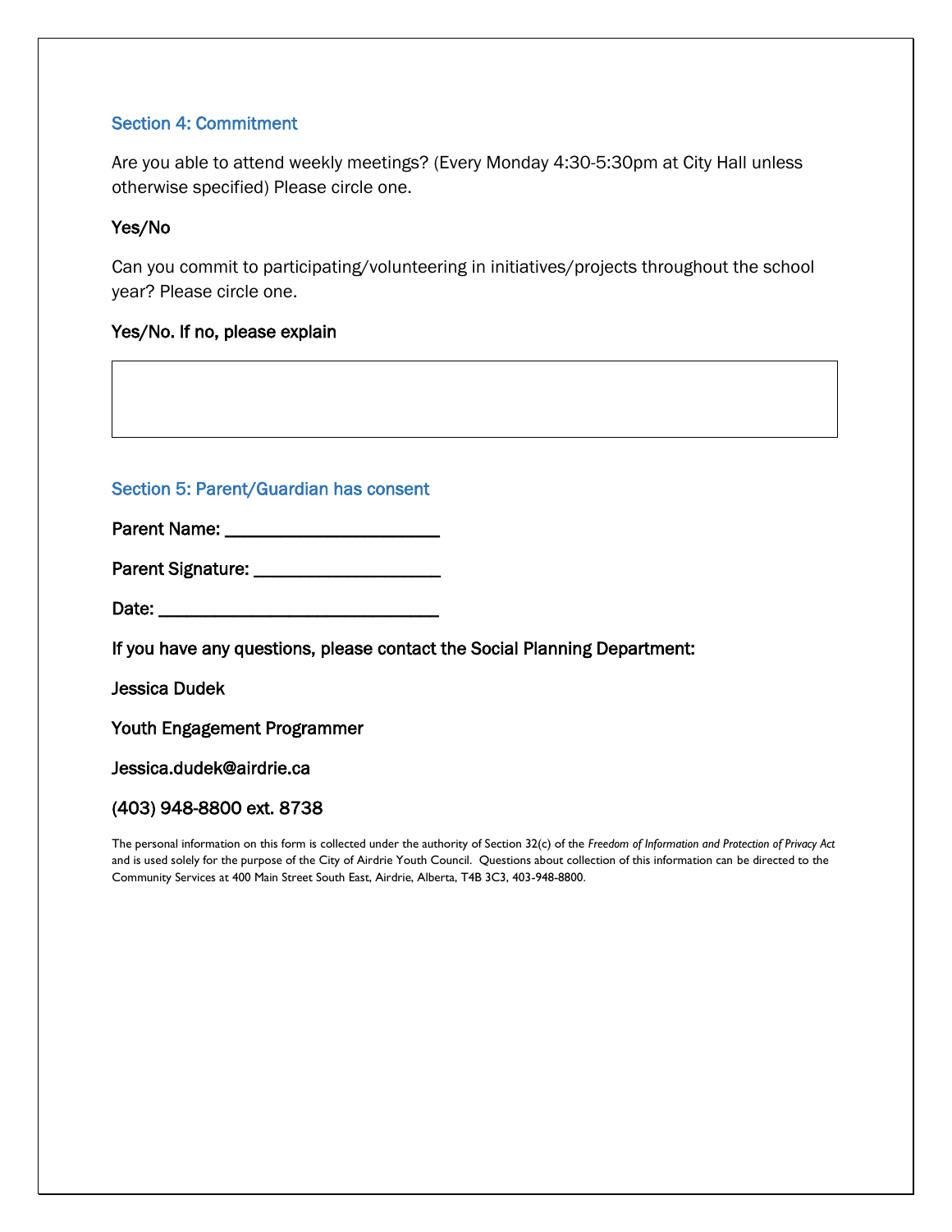## Section 4: Commitment

Are you able to attend weekly meetings? (Every Monday 4:30-5:30pm at City Hall unless otherwise specified) Please circle one.

Yes/No

Can you commit to participating/volunteering in initiatives/projects throughout the school year? Please circle one.

Yes/No. If no, please explain

|  |
|---|
|  |

## Section 5: Parent/Guardian has consent

Parent Name: ______________________

Parent Signature: ___________________

Date: _____________________________

If you have any questions, please contact the Social Planning Department:

Jessica Dudek

Youth Engagement Programmer

Jessica.dudek@airdrie.ca

(403) 948-8800 ext. 8738

The personal information on this form is collected under the authority of Section 32(c) of the *Freedom of Information and Protection of Privacy Act* and is used solely for the purpose of the City of Airdrie Youth Council. Questions about collection of this information can be directed to the Community Services at 400 Main Street South East, Airdrie, Alberta, T4B 3C3, 403-948-8800.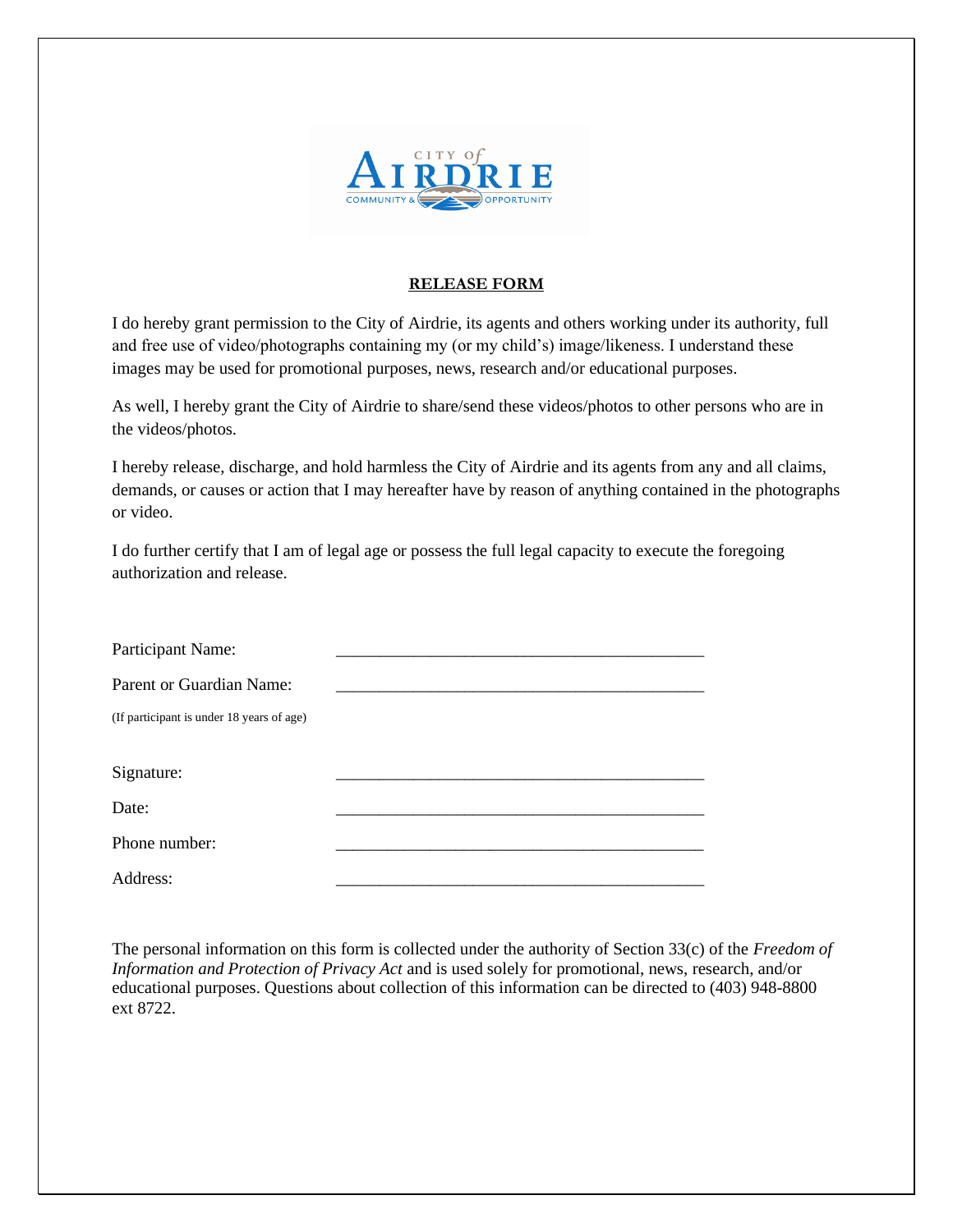## RELEASE FORM

I do hereby grant permission to the City of Airdrie, its agents and others working under its authority, full and free use of video/photographs containing my (or my child's) image/likeness. I understand these images may be used for promotional purposes, news, research and/or educational purposes.

As well, I hereby grant the City of Airdrie to share/send these videos/photos to other persons who are in the videos/photos.

I hereby release, discharge, and hold harmless the City of Airdrie and its agents from any and all claims, demands, or causes or action that I may hereafter have by reason of anything contained in the photographs or video.

I do further certify that I am of legal age or possess the full legal capacity to execute the foregoing authorization and release.

Participant Name: ____________________________________________

Parent or Guardian Name: ____________________________________________

(If participant is under 18 years of age)

Signature: ____________________________________________

Date: ____________________________________________

Phone number: ____________________________________________

Address: ____________________________________________

The personal information on this form is collected under the authority of Section 33(c) of the *Freedom of Information and Protection of Privacy Act* and is used solely for promotional, news, research, and/or educational purposes. Questions about collection of this information can be directed to (403) 948-8800 ext 8722.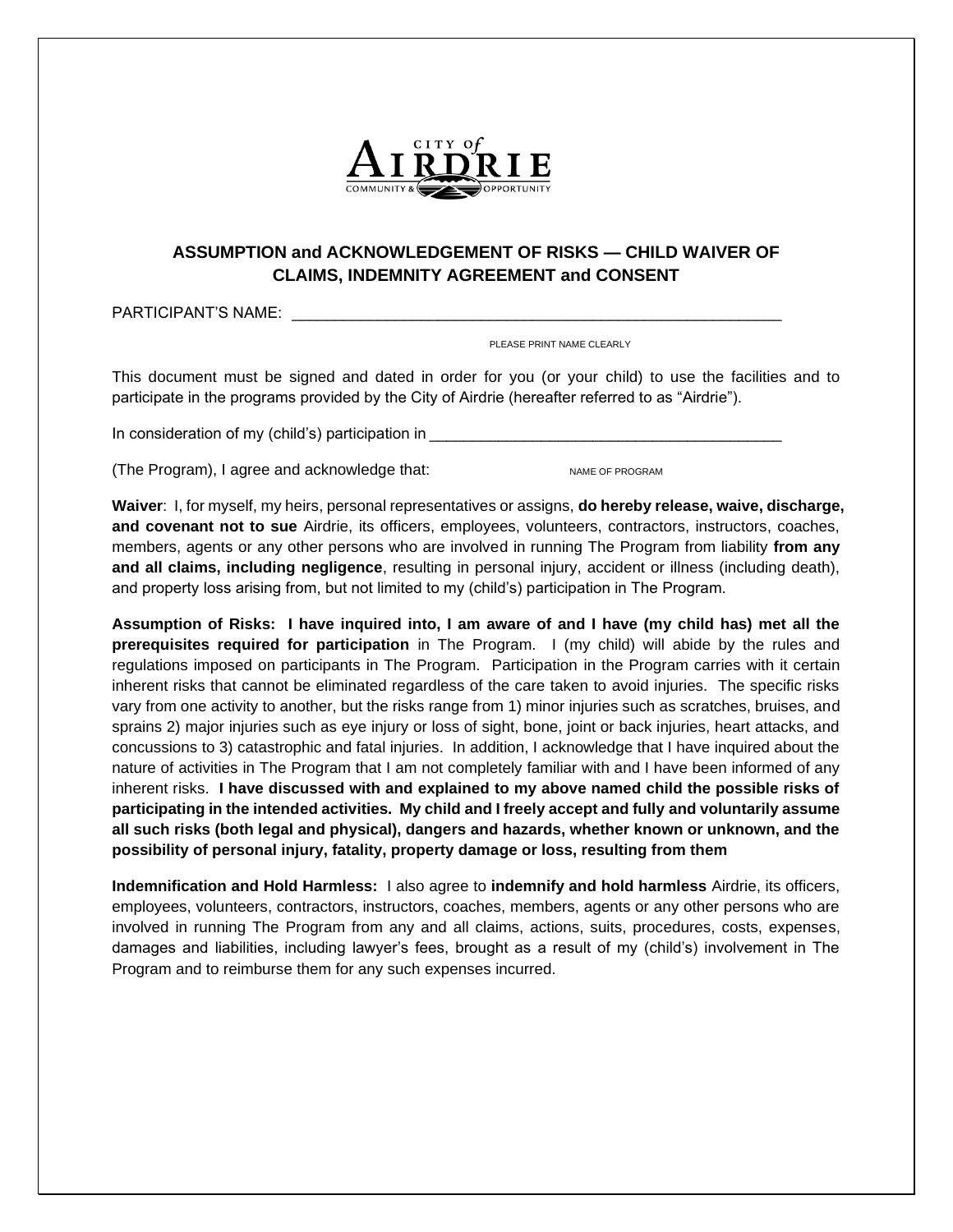## ASSUMPTION and ACKNOWLEDGEMENT OF RISKS — CHILD WAIVER OF CLAIMS, INDEMNITY AGREEMENT and CONSENT

PARTICIPANT'S NAME: ___________________________________________________________

PLEASE PRINT NAME CLEARLY

This document must be signed and dated in order for you (or your child) to use the facilities and to participate in the programs provided by the City of Airdrie (hereafter referred to as "Airdrie").

In consideration of my (child's) participation in __________________________________________

(The Program), I agree and acknowledge that: NAME OF PROGRAM

**Waiver**: I, for myself, my heirs, personal representatives or assigns, **do hereby release, waive, discharge, and covenant not to sue** Airdrie, its officers, employees, volunteers, contractors, instructors, coaches, members, agents or any other persons who are involved in running The Program from liability **from any and all claims, including negligence**, resulting in personal injury, accident or illness (including death), and property loss arising from, but not limited to my (child's) participation in The Program.

**Assumption of Risks: I have inquired into, I am aware of and I have (my child has) met all the prerequisites required for participation** in The Program. I (my child) will abide by the rules and regulations imposed on participants in The Program. Participation in the Program carries with it certain inherent risks that cannot be eliminated regardless of the care taken to avoid injuries. The specific risks vary from one activity to another, but the risks range from 1) minor injuries such as scratches, bruises, and sprains 2) major injuries such as eye injury or loss of sight, bone, joint or back injuries, heart attacks, and concussions to 3) catastrophic and fatal injuries. In addition, I acknowledge that I have inquired about the nature of activities in The Program that I am not completely familiar with and I have been informed of any inherent risks. **I have discussed with and explained to my above named child the possible risks of participating in the intended activities. My child and I freely accept and fully and voluntarily assume all such risks (both legal and physical), dangers and hazards, whether known or unknown, and the possibility of personal injury, fatality, property damage or loss, resulting from them**

**Indemnification and Hold Harmless:** I also agree to **indemnify and hold harmless** Airdrie, its officers, employees, volunteers, contractors, instructors, coaches, members, agents or any other persons who are involved in running The Program from any and all claims, actions, suits, procedures, costs, expenses, damages and liabilities, including lawyer's fees, brought as a result of my (child's) involvement in The Program and to reimburse them for any such expenses incurred.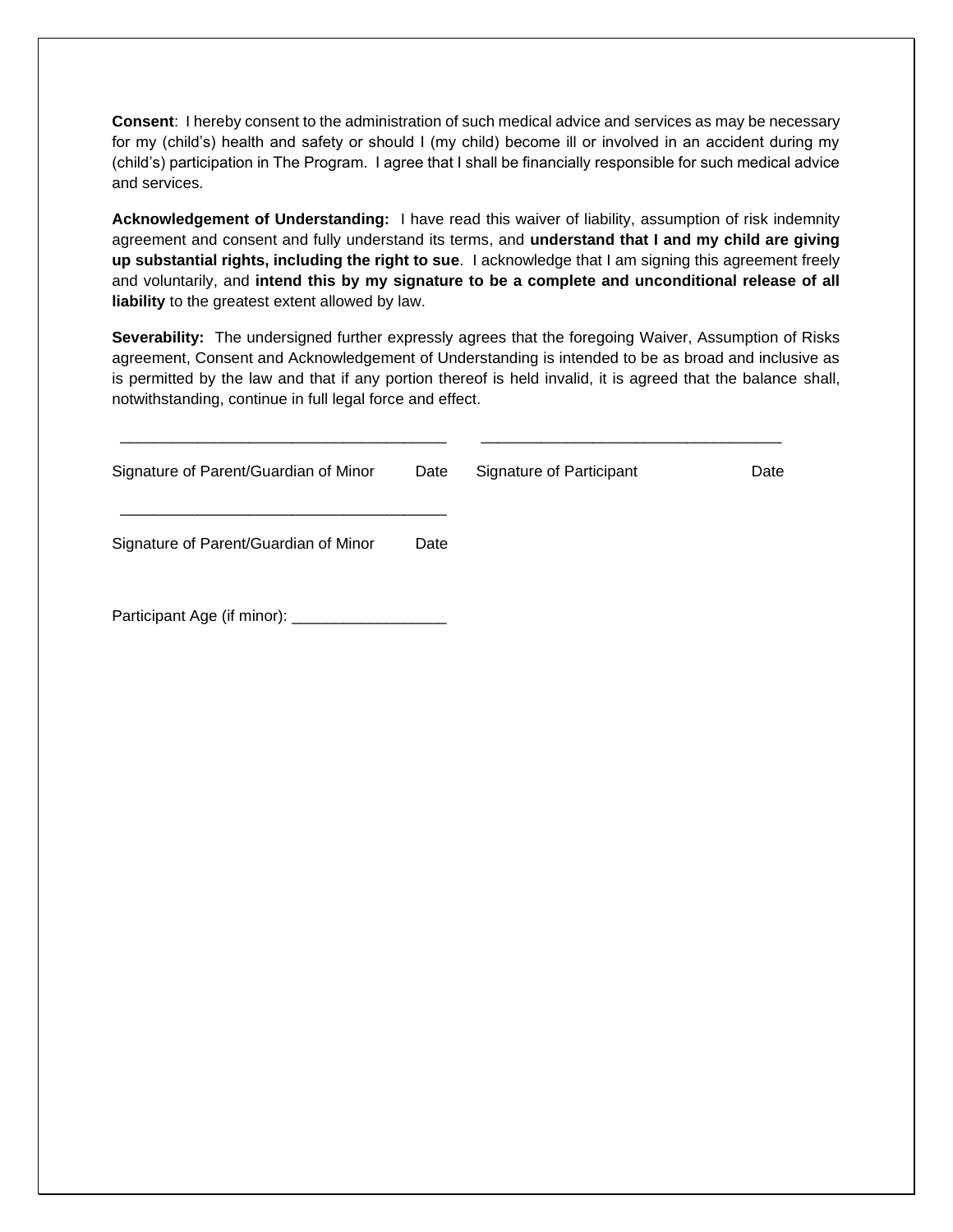**Consent**: I hereby consent to the administration of such medical advice and services as may be necessary for my (child's) health and safety or should I (my child) become ill or involved in an accident during my (child's) participation in The Program. I agree that I shall be financially responsible for such medical advice and services.

**Acknowledgement of Understanding:** I have read this waiver of liability, assumption of risk indemnity agreement and consent and fully understand its terms, and **understand that I and my child are giving up substantial rights, including the right to sue**. I acknowledge that I am signing this agreement freely and voluntarily, and **intend this by my signature to be a complete and unconditional release of all liability** to the greatest extent allowed by law.

**Severability:** The undersigned further expressly agrees that the foregoing Waiver, Assumption of Risks agreement, Consent and Acknowledgement of Understanding is intended to be as broad and inclusive as is permitted by the law and that if any portion thereof is held invalid, it is agreed that the balance shall, notwithstanding, continue in full legal force and effect.

\_\_\_\_\_\_\_\_\_\_\_\_\_\_\_\_\_\_\_\_\_\_\_\_\_\_\_\_\_\_\_\_\_\_\_\_\_\_

Signature of Parent/Guardian of Minor Date

\_\_\_\_\_\_\_\_\_\_\_\_\_\_\_\_\_\_\_\_\_\_\_\_\_\_\_\_\_\_\_\_\_\_\_\_\_\_

Signature of Participant Date

\_\_\_\_\_\_\_\_\_\_\_\_\_\_\_\_\_\_\_\_\_\_\_\_\_\_\_\_\_\_\_\_\_\_\_\_\_\_

Signature of Parent/Guardian of Minor Date

Participant Age (if minor): \_\_\_\_\_\_\_\_\_\_\_\_\_\_\_\_\_\_